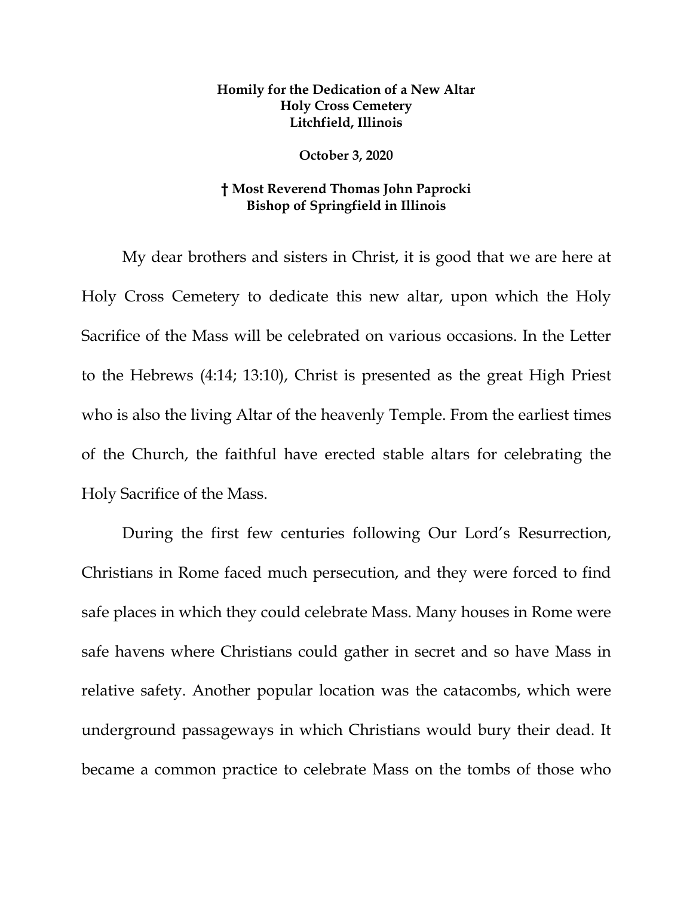**Homily for the Dedication of a New Altar**
**Holy Cross Cemetery**
**Litchfield, Illinois**

**October 3, 2020**

**† Most Reverend Thomas John Paprocki**
**Bishop of Springfield in Illinois**

My dear brothers and sisters in Christ, it is good that we are here at Holy Cross Cemetery to dedicate this new altar, upon which the Holy Sacrifice of the Mass will be celebrated on various occasions. In the Letter to the Hebrews (4:14; 13:10), Christ is presented as the great High Priest who is also the living Altar of the heavenly Temple. From the earliest times of the Church, the faithful have erected stable altars for celebrating the Holy Sacrifice of the Mass.

During the first few centuries following Our Lord's Resurrection, Christians in Rome faced much persecution, and they were forced to find safe places in which they could celebrate Mass. Many houses in Rome were safe havens where Christians could gather in secret and so have Mass in relative safety. Another popular location was the catacombs, which were underground passageways in which Christians would bury their dead. It became a common practice to celebrate Mass on the tombs of those who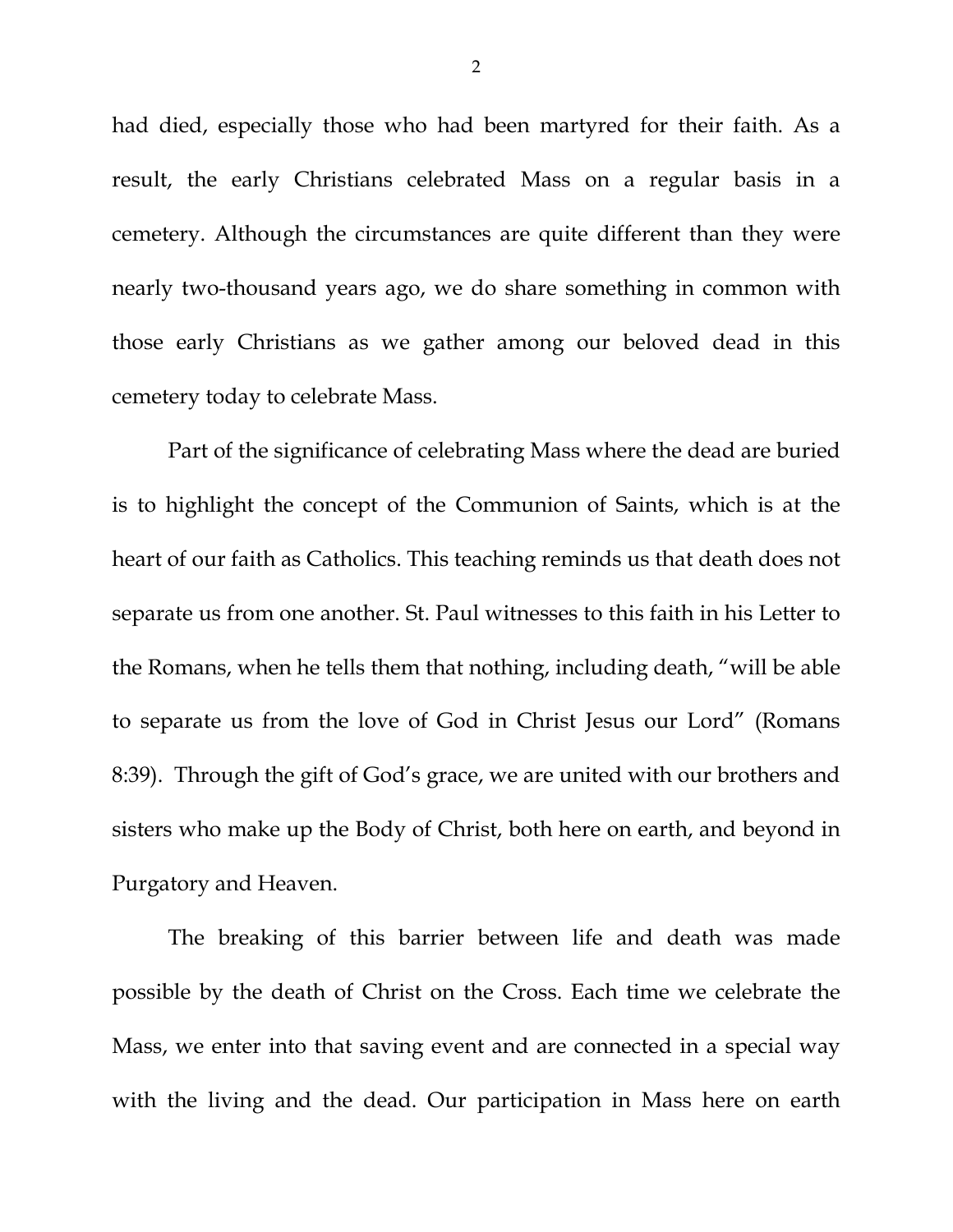had died, especially those who had been martyred for their faith. As a result, the early Christians celebrated Mass on a regular basis in a cemetery. Although the circumstances are quite different than they were nearly two-thousand years ago, we do share something in common with those early Christians as we gather among our beloved dead in this cemetery today to celebrate Mass.

Part of the significance of celebrating Mass where the dead are buried is to highlight the concept of the Communion of Saints, which is at the heart of our faith as Catholics. This teaching reminds us that death does not separate us from one another. St. Paul witnesses to this faith in his Letter to the Romans, when he tells them that nothing, including death, "will be able to separate us from the love of God in Christ Jesus our Lord" (Romans 8:39). Through the gift of God's grace, we are united with our brothers and sisters who make up the Body of Christ, both here on earth, and beyond in Purgatory and Heaven.

The breaking of this barrier between life and death was made possible by the death of Christ on the Cross. Each time we celebrate the Mass, we enter into that saving event and are connected in a special way with the living and the dead. Our participation in Mass here on earth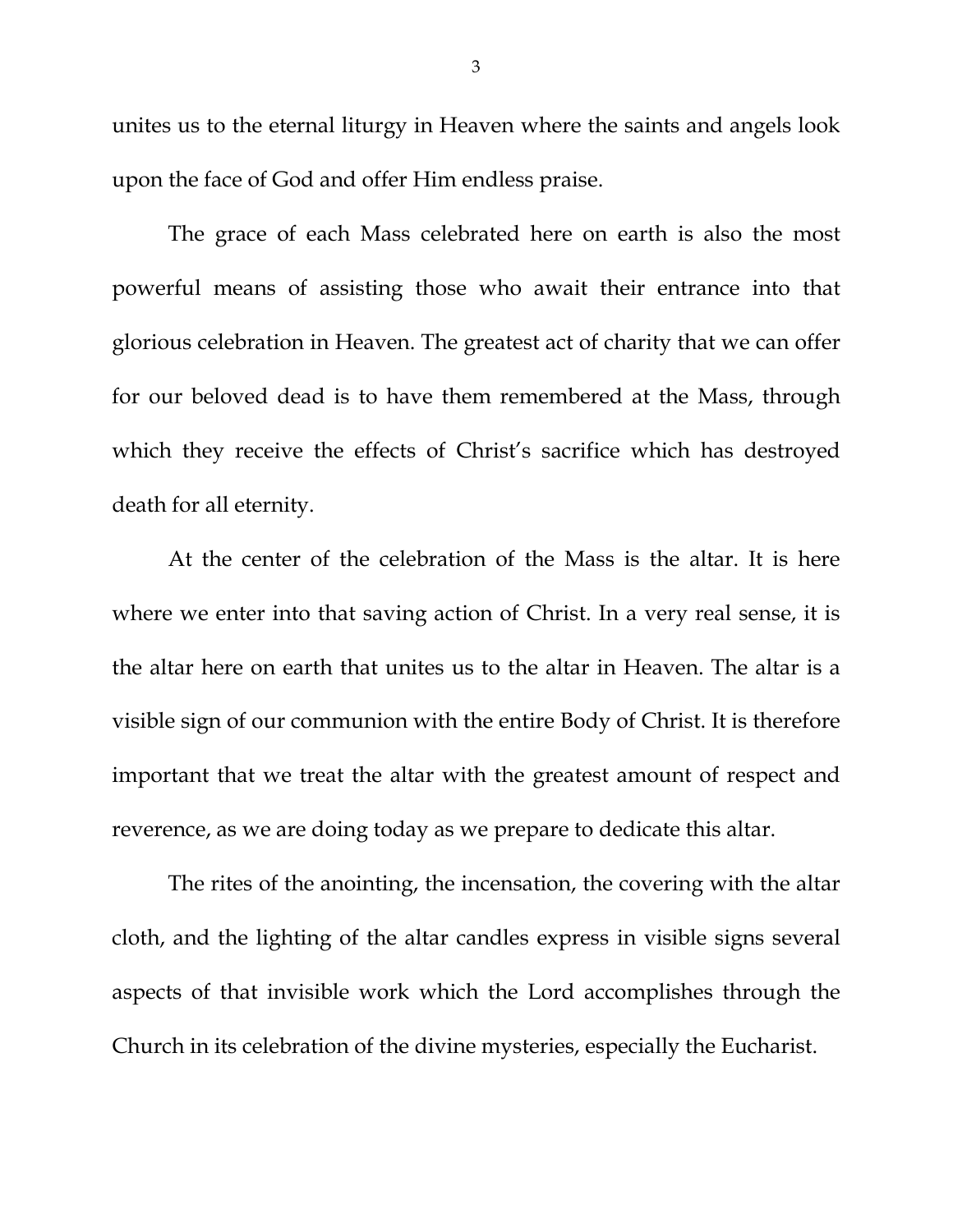unites us to the eternal liturgy in Heaven where the saints and angels look upon the face of God and offer Him endless praise.

The grace of each Mass celebrated here on earth is also the most powerful means of assisting those who await their entrance into that glorious celebration in Heaven. The greatest act of charity that we can offer for our beloved dead is to have them remembered at the Mass, through which they receive the effects of Christ's sacrifice which has destroyed death for all eternity.

At the center of the celebration of the Mass is the altar. It is here where we enter into that saving action of Christ. In a very real sense, it is the altar here on earth that unites us to the altar in Heaven. The altar is a visible sign of our communion with the entire Body of Christ. It is therefore important that we treat the altar with the greatest amount of respect and reverence, as we are doing today as we prepare to dedicate this altar.

The rites of the anointing, the incensation, the covering with the altar cloth, and the lighting of the altar candles express in visible signs several aspects of that invisible work which the Lord accomplishes through the Church in its celebration of the divine mysteries, especially the Eucharist.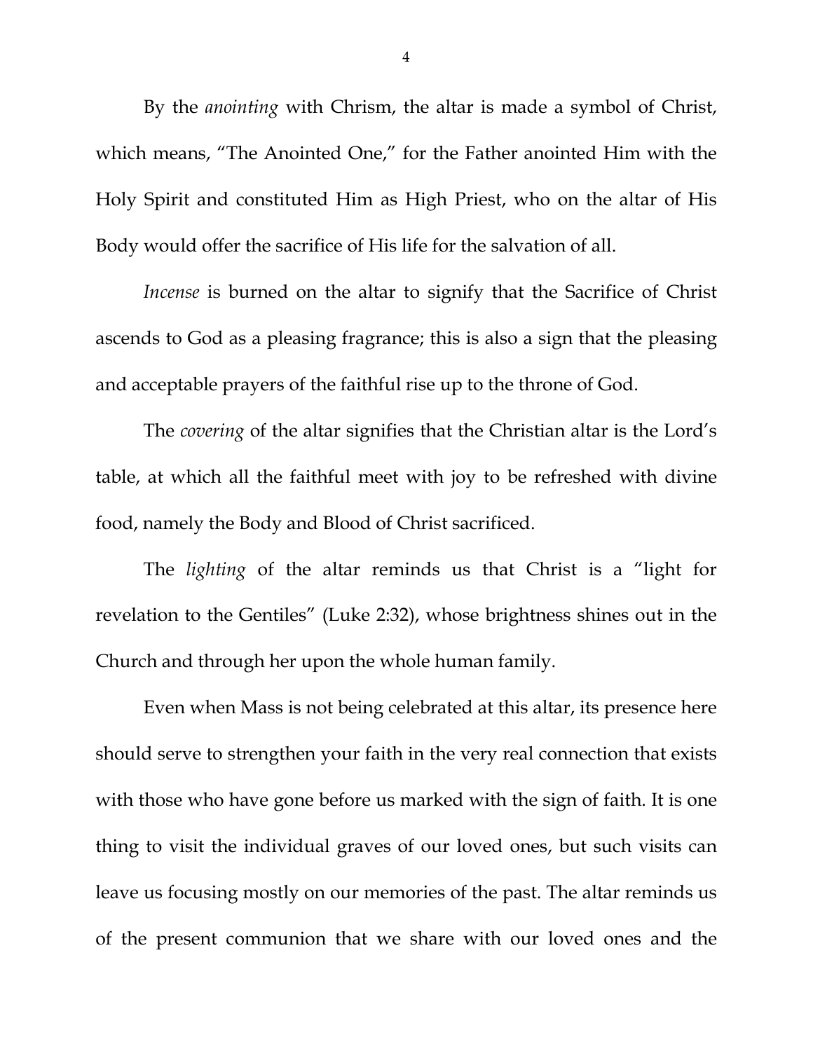By the *anointing* with Chrism, the altar is made a symbol of Christ, which means, “The Anointed One,” for the Father anointed Him with the Holy Spirit and constituted Him as High Priest, who on the altar of His Body would offer the sacrifice of His life for the salvation of all.

*Incense* is burned on the altar to signify that the Sacrifice of Christ ascends to God as a pleasing fragrance; this is also a sign that the pleasing and acceptable prayers of the faithful rise up to the throne of God.

The *covering* of the altar signifies that the Christian altar is the Lord’s table, at which all the faithful meet with joy to be refreshed with divine food, namely the Body and Blood of Christ sacrificed.

The *lighting* of the altar reminds us that Christ is a “light for revelation to the Gentiles” (Luke 2:32), whose brightness shines out in the Church and through her upon the whole human family.

Even when Mass is not being celebrated at this altar, its presence here should serve to strengthen your faith in the very real connection that exists with those who have gone before us marked with the sign of faith. It is one thing to visit the individual graves of our loved ones, but such visits can leave us focusing mostly on our memories of the past. The altar reminds us of the present communion that we share with our loved ones and the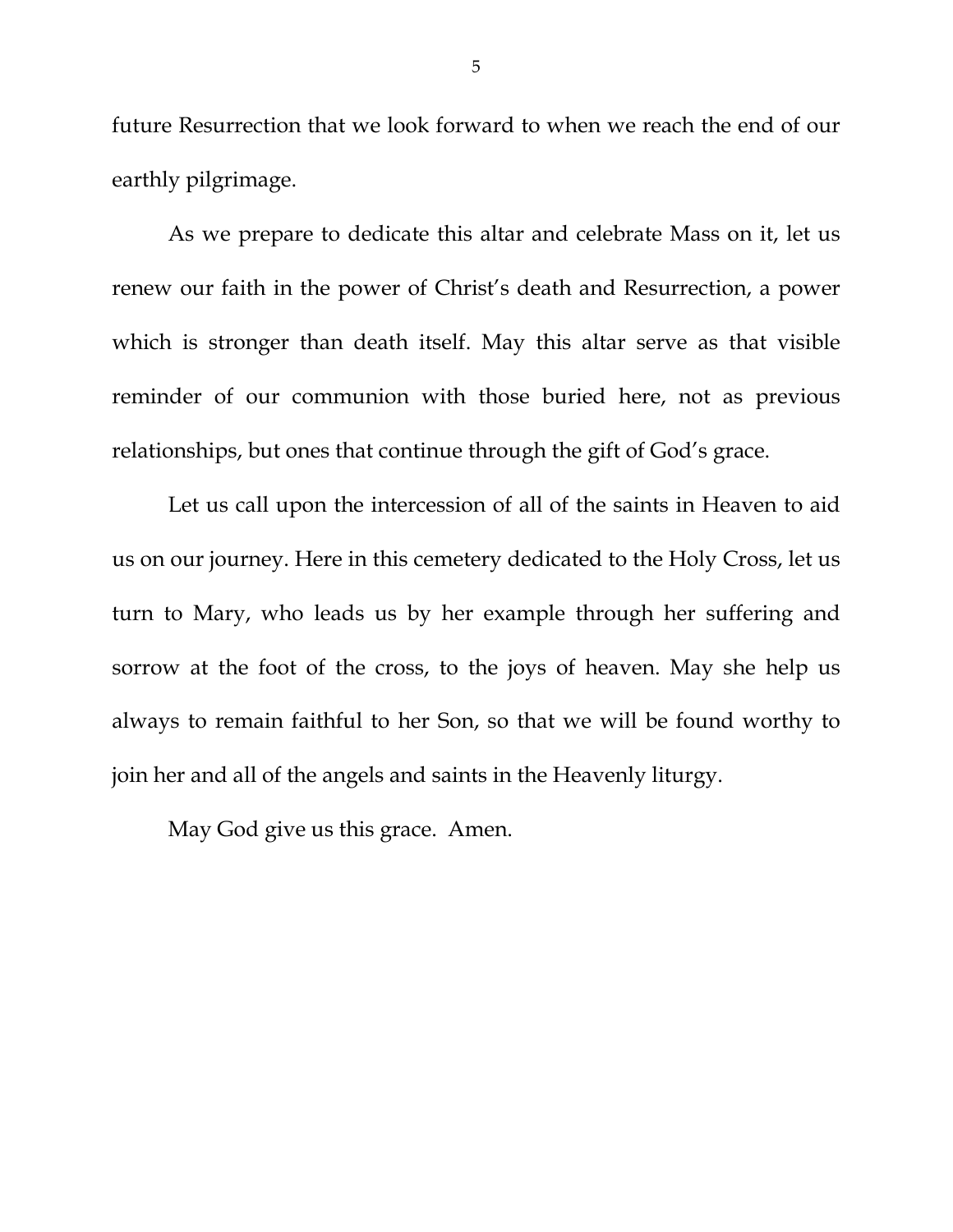future Resurrection that we look forward to when we reach the end of our earthly pilgrimage.

As we prepare to dedicate this altar and celebrate Mass on it, let us renew our faith in the power of Christ's death and Resurrection, a power which is stronger than death itself. May this altar serve as that visible reminder of our communion with those buried here, not as previous relationships, but ones that continue through the gift of God's grace.

Let us call upon the intercession of all of the saints in Heaven to aid us on our journey. Here in this cemetery dedicated to the Holy Cross, let us turn to Mary, who leads us by her example through her suffering and sorrow at the foot of the cross, to the joys of heaven. May she help us always to remain faithful to her Son, so that we will be found worthy to join her and all of the angels and saints in the Heavenly liturgy.

May God give us this grace. Amen.